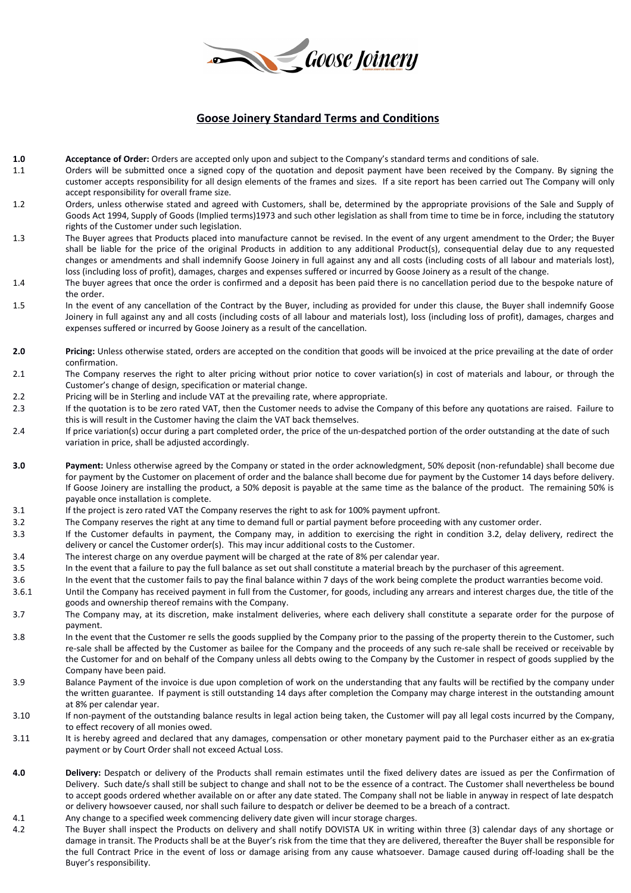## Goose Joinery Standard Terms and Conditions

**1.0** **Acceptance of Order:** Orders are accepted only upon and subject to the Company's standard terms and conditions of sale.

1.1 Orders will be submitted once a signed copy of the quotation and deposit payment have been received by the Company. By signing the customer accepts responsibility for all design elements of the frames and sizes. If a site report has been carried out The Company will only accept responsibility for overall frame size.

1.2 Orders, unless otherwise stated and agreed with Customers, shall be, determined by the appropriate provisions of the Sale and Supply of Goods Act 1994, Supply of Goods (Implied terms)1973 and such other legislation as shall from time to time be in force, including the statutory rights of the Customer under such legislation.

1.3 The Buyer agrees that Products placed into manufacture cannot be revised. In the event of any urgent amendment to the Order; the Buyer shall be liable for the price of the original Products in addition to any additional Product(s), consequential delay due to any requested changes or amendments and shall indemnify Goose Joinery in full against any and all costs (including costs of all labour and materials lost), loss (including loss of profit), damages, charges and expenses suffered or incurred by Goose Joinery as a result of the change.

1.4 The buyer agrees that once the order is confirmed and a deposit has been paid there is no cancellation period due to the bespoke nature of the order.

1.5 In the event of any cancellation of the Contract by the Buyer, including as provided for under this clause, the Buyer shall indemnify Goose Joinery in full against any and all costs (including costs of all labour and materials lost), loss (including loss of profit), damages, charges and expenses suffered or incurred by Goose Joinery as a result of the cancellation.

**2.0** **Pricing:** Unless otherwise stated, orders are accepted on the condition that goods will be invoiced at the price prevailing at the date of order confirmation.

2.1 The Company reserves the right to alter pricing without prior notice to cover variation(s) in cost of materials and labour, or through the Customer's change of design, specification or material change.

2.2 Pricing will be in Sterling and include VAT at the prevailing rate, where appropriate.

2.3 If the quotation is to be zero rated VAT, then the Customer needs to advise the Company of this before any quotations are raised. Failure to this is will result in the Customer having the claim the VAT back themselves.

2.4 If price variation(s) occur during a part completed order, the price of the un-despatched portion of the order outstanding at the date of such variation in price, shall be adjusted accordingly.

**3.0** **Payment:** Unless otherwise agreed by the Company or stated in the order acknowledgment, 50% deposit (non-refundable) shall become due for payment by the Customer on placement of order and the balance shall become due for payment by the Customer 14 days before delivery. If Goose Joinery are installing the product, a 50% deposit is payable at the same time as the balance of the product. The remaining 50% is payable once installation is complete.

3.1 If the project is zero rated VAT the Company reserves the right to ask for 100% payment upfront.

3.2 The Company reserves the right at any time to demand full or partial payment before proceeding with any customer order.

3.3 If the Customer defaults in payment, the Company may, in addition to exercising the right in condition 3.2, delay delivery, redirect the delivery or cancel the Customer order(s). This may incur additional costs to the Customer.

3.4 The interest charge on any overdue payment will be charged at the rate of 8% per calendar year.

3.5 In the event that a failure to pay the full balance as set out shall constitute a material breach by the purchaser of this agreement.

3.6 In the event that the customer fails to pay the final balance within 7 days of the work being complete the product warranties become void.

3.6.1 Until the Company has received payment in full from the Customer, for goods, including any arrears and interest charges due, the title of the goods and ownership thereof remains with the Company.

3.7 The Company may, at its discretion, make instalment deliveries, where each delivery shall constitute a separate order for the purpose of payment.

3.8 In the event that the Customer re sells the goods supplied by the Company prior to the passing of the property therein to the Customer, such re-sale shall be affected by the Customer as bailee for the Company and the proceeds of any such re-sale shall be received or receivable by the Customer for and on behalf of the Company unless all debts owing to the Company by the Customer in respect of goods supplied by the Company have been paid.

3.9 Balance Payment of the invoice is due upon completion of work on the understanding that any faults will be rectified by the company under the written guarantee. If payment is still outstanding 14 days after completion the Company may charge interest in the outstanding amount at 8% per calendar year.

3.10 If non-payment of the outstanding balance results in legal action being taken, the Customer will pay all legal costs incurred by the Company, to effect recovery of all monies owed.

3.11 It is hereby agreed and declared that any damages, compensation or other monetary payment paid to the Purchaser either as an ex-gratia payment or by Court Order shall not exceed Actual Loss.

**4.0** **Delivery:** Despatch or delivery of the Products shall remain estimates until the fixed delivery dates are issued as per the Confirmation of Delivery. Such date/s shall still be subject to change and shall not to be the essence of a contract. The Customer shall nevertheless be bound to accept goods ordered whether available on or after any date stated. The Company shall not be liable in anyway in respect of late despatch or delivery howsoever caused, nor shall such failure to despatch or deliver be deemed to be a breach of a contract.

4.1 Any change to a specified week commencing delivery date given will incur storage charges.

4.2 The Buyer shall inspect the Products on delivery and shall notify DOVISTA UK in writing within three (3) calendar days of any shortage or damage in transit. The Products shall be at the Buyer's risk from the time that they are delivered, thereafter the Buyer shall be responsible for the full Contract Price in the event of loss or damage arising from any cause whatsoever. Damage caused during off-loading shall be the Buyer's responsibility.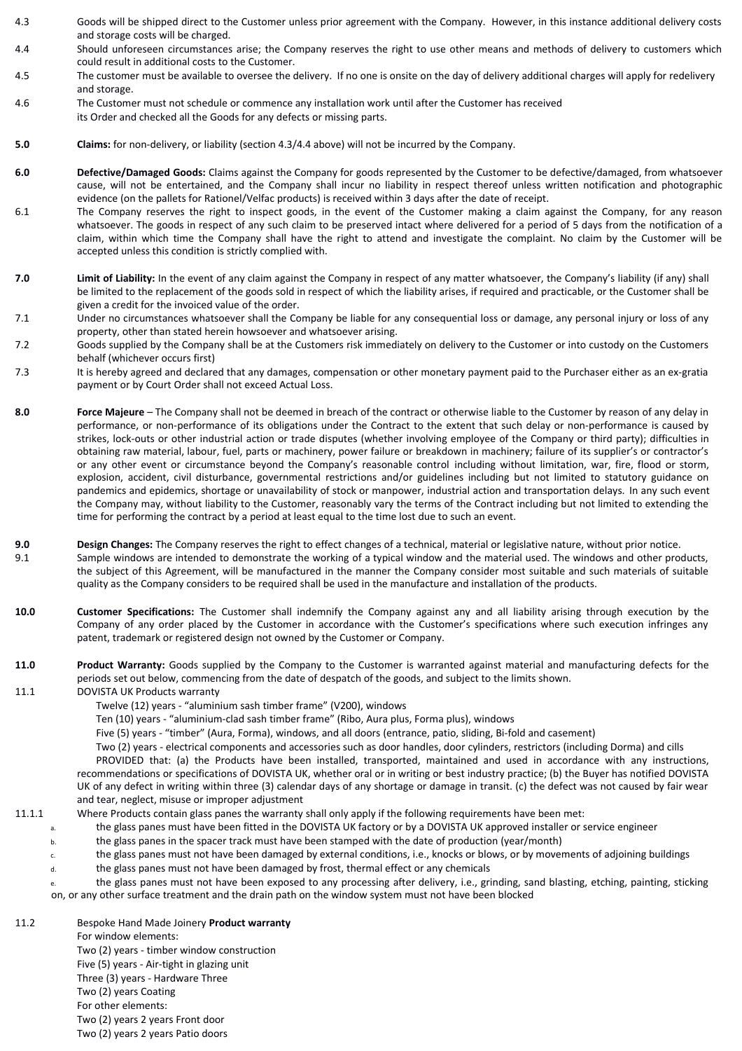4.3 Goods will be shipped direct to the Customer unless prior agreement with the Company. However, in this instance additional delivery costs and storage costs will be charged.

4.4 Should unforeseen circumstances arise; the Company reserves the right to use other means and methods of delivery to customers which could result in additional costs to the Customer.

4.5 The customer must be available to oversee the delivery. If no one is onsite on the day of delivery additional charges will apply for redelivery and storage.

4.6 The Customer must not schedule or commence any installation work until after the Customer has received its Order and checked all the Goods for any defects or missing parts.

**5.0** **Claims:** for non-delivery, or liability (section 4.3/4.4 above) will not be incurred by the Company.

**6.0** **Defective/Damaged Goods:** Claims against the Company for goods represented by the Customer to be defective/damaged, from whatsoever cause, will not be entertained, and the Company shall incur no liability in respect thereof unless written notification and photographic evidence (on the pallets for Rationel/Velfac products) is received within 3 days after the date of receipt.

6.1 The Company reserves the right to inspect goods, in the event of the Customer making a claim against the Company, for any reason whatsoever. The goods in respect of any such claim to be preserved intact where delivered for a period of 5 days from the notification of a claim, within which time the Company shall have the right to attend and investigate the complaint. No claim by the Customer will be accepted unless this condition is strictly complied with.

**7.0** **Limit of Liability:** In the event of any claim against the Company in respect of any matter whatsoever, the Company's liability (if any) shall be limited to the replacement of the goods sold in respect of which the liability arises, if required and practicable, or the Customer shall be given a credit for the invoiced value of the order.

7.1 Under no circumstances whatsoever shall the Company be liable for any consequential loss or damage, any personal injury or loss of any property, other than stated herein howsoever and whatsoever arising.

7.2 Goods supplied by the Company shall be at the Customers risk immediately on delivery to the Customer or into custody on the Customers behalf (whichever occurs first)

7.3 It is hereby agreed and declared that any damages, compensation or other monetary payment paid to the Purchaser either as an ex-gratia payment or by Court Order shall not exceed Actual Loss.

**8.0** **Force Majeure** – The Company shall not be deemed in breach of the contract or otherwise liable to the Customer by reason of any delay in performance, or non-performance of its obligations under the Contract to the extent that such delay or non-performance is caused by strikes, lock-outs or other industrial action or trade disputes (whether involving employee of the Company or third party); difficulties in obtaining raw material, labour, fuel, parts or machinery, power failure or breakdown in machinery; failure of its supplier's or contractor's or any other event or circumstance beyond the Company's reasonable control including without limitation, war, fire, flood or storm, explosion, accident, civil disturbance, governmental restrictions and/or guidelines including but not limited to statutory guidance on pandemics and epidemics, shortage or unavailability of stock or manpower, industrial action and transportation delays. In any such event the Company may, without liability to the Customer, reasonably vary the terms of the Contract including but not limited to extending the time for performing the contract by a period at least equal to the time lost due to such an event.

**9.0** **Design Changes:** The Company reserves the right to effect changes of a technical, material or legislative nature, without prior notice.

9.1 Sample windows are intended to demonstrate the working of a typical window and the material used. The windows and other products, the subject of this Agreement, will be manufactured in the manner the Company consider most suitable and such materials of suitable quality as the Company considers to be required shall be used in the manufacture and installation of the products.

**10.0** **Customer Specifications:** The Customer shall indemnify the Company against any and all liability arising through execution by the Company of any order placed by the Customer in accordance with the Customer's specifications where such execution infringes any patent, trademark or registered design not owned by the Customer or Company.

**11.0** **Product Warranty:** Goods supplied by the Company to the Customer is warranted against material and manufacturing defects for the periods set out below, commencing from the date of despatch of the goods, and subject to the limits shown.

11.1 DOVISTA UK Products warranty

Twelve (12) years - "aluminium sash timber frame" (V200), windows

Ten (10) years - "aluminium-clad sash timber frame" (Ribo, Aura plus, Forma plus), windows

Five (5) years - "timber" (Aura, Forma), windows, and all doors (entrance, patio, sliding, Bi-fold and casement)

Two (2) years - electrical components and accessories such as door handles, door cylinders, restrictors (including Dorma) and cills

PROVIDED that: (a) the Products have been installed, transported, maintained and used in accordance with any instructions, recommendations or specifications of DOVISTA UK, whether oral or in writing or best industry practice; (b) the Buyer has notified DOVISTA UK of any defect in writing within three (3) calendar days of any shortage or damage in transit. (c) the defect was not caused by fair wear and tear, neglect, misuse or improper adjustment

11.1.1 Where Products contain glass panes the warranty shall only apply if the following requirements have been met:

a. the glass panes must have been fitted in the DOVISTA UK factory or by a DOVISTA UK approved installer or service engineer
b. the glass panes in the spacer track must have been stamped with the date of production (year/month)
c. the glass panes must not have been damaged by external conditions, i.e., knocks or blows, or by movements of adjoining buildings
d. the glass panes must not have been damaged by frost, thermal effect or any chemicals
e. the glass panes must not have been exposed to any processing after delivery, i.e., grinding, sand blasting, etching, painting, sticking on, or any other surface treatment and the drain path on the window system must not have been blocked

11.2 Bespoke Hand Made Joinery **Product warranty**

For window elements:

Two (2) years - timber window construction

Five (5) years - Air-tight in glazing unit

Three (3) years - Hardware Three

Two (2) years Coating

For other elements:

Two (2) years 2 years Front door

Two (2) years 2 years Patio doors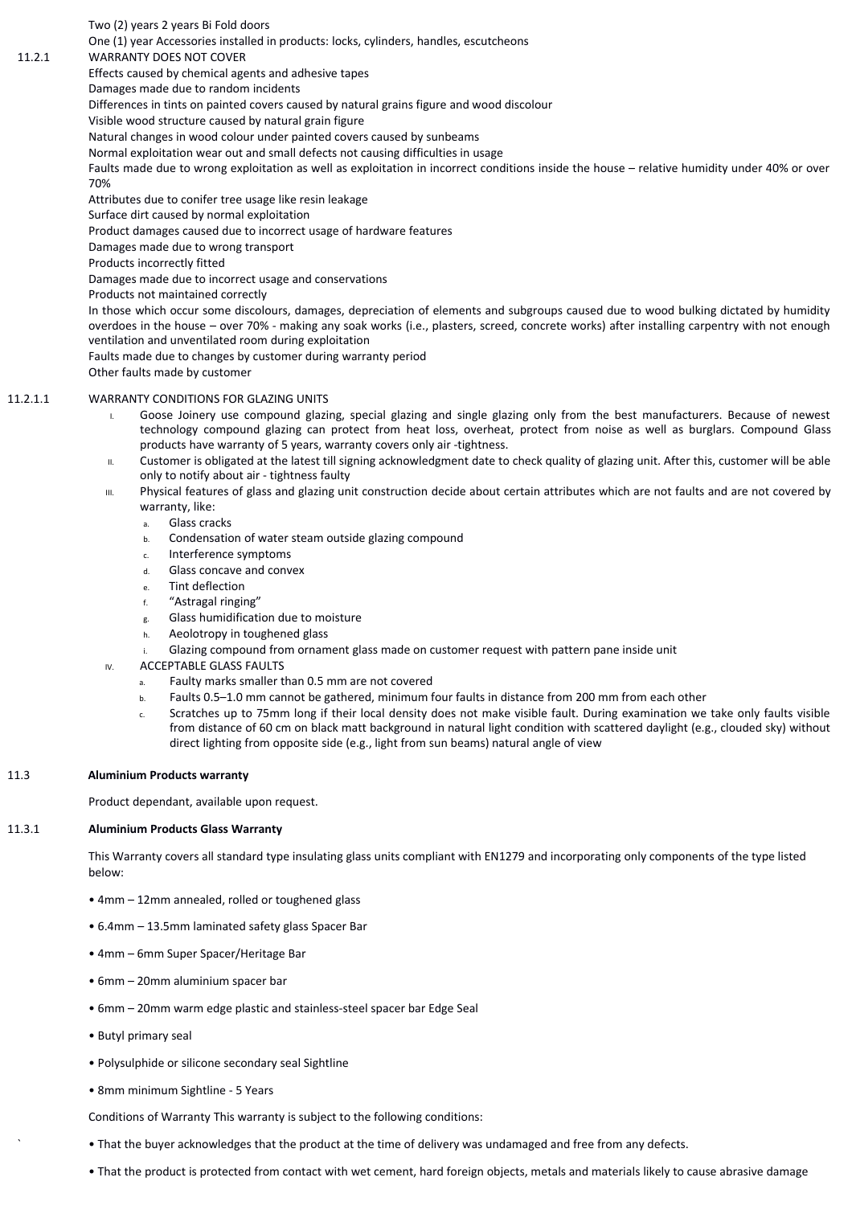Two (2) years 2 years Bi Fold doors

One (1) year Accessories installed in products: locks, cylinders, handles, escutcheons

### 11.2.1 WARRANTY DOES NOT COVER

Effects caused by chemical agents and adhesive tapes

Damages made due to random incidents

Differences in tints on painted covers caused by natural grains figure and wood discolour

Visible wood structure caused by natural grain figure

Natural changes in wood colour under painted covers caused by sunbeams

Normal exploitation wear out and small defects not causing difficulties in usage

Faults made due to wrong exploitation as well as exploitation in incorrect conditions inside the house – relative humidity under 40% or over 70%

Attributes due to conifer tree usage like resin leakage

Surface dirt caused by normal exploitation

Product damages caused due to incorrect usage of hardware features

Damages made due to wrong transport

Products incorrectly fitted

Damages made due to incorrect usage and conservations

Products not maintained correctly

In those which occur some discolours, damages, depreciation of elements and subgroups caused due to wood bulking dictated by humidity overdoes in the house – over 70% - making any soak works (i.e., plasters, screed, concrete works) after installing carpentry with not enough ventilation and unventilated room during exploitation

Faults made due to changes by customer during warranty period

Other faults made by customer

### 11.2.1.1 WARRANTY CONDITIONS FOR GLAZING UNITS

I. Goose Joinery use compound glazing, special glazing and single glazing only from the best manufacturers. Because of newest technology compound glazing can protect from heat loss, overheat, protect from noise as well as burglars. Compound Glass products have warranty of 5 years, warranty covers only air -tightness.
II. Customer is obligated at the latest till signing acknowledgment date to check quality of glazing unit. After this, customer will be able only to notify about air - tightness faulty
III. Physical features of glass and glazing unit construction decide about certain attributes which are not faults and are not covered by warranty, like:
   a. Glass cracks
   b. Condensation of water steam outside glazing compound
   c. Interference symptoms
   d. Glass concave and convex
   e. Tint deflection
   f. "Astragal ringing"
   g. Glass humidification due to moisture
   h. Aeolotropy in toughened glass
   i. Glazing compound from ornament glass made on customer request with pattern pane inside unit
IV. ACCEPTABLE GLASS FAULTS
   a. Faulty marks smaller than 0.5 mm are not covered
   b. Faults 0.5–1.0 mm cannot be gathered, minimum four faults in distance from 200 mm from each other
   c. Scratches up to 75mm long if their local density does not make visible fault. During examination we take only faults visible from distance of 60 cm on black matt background in natural light condition with scattered daylight (e.g., clouded sky) without direct lighting from opposite side (e.g., light from sun beams) natural angle of view

### 11.3 **Aluminium Products warranty**

Product dependant, available upon request.

### 11.3.1 **Aluminium Products Glass Warranty**

This Warranty covers all standard type insulating glass units compliant with EN1279 and incorporating only components of the type listed below:

- 4mm – 12mm annealed, rolled or toughened glass
- 6.4mm – 13.5mm laminated safety glass Spacer Bar
- 4mm – 6mm Super Spacer/Heritage Bar
- 6mm – 20mm aluminium spacer bar
- 6mm – 20mm warm edge plastic and stainless-steel spacer bar Edge Seal
- Butyl primary seal
- Polysulphide or silicone secondary seal Sightline
- 8mm minimum Sightline - 5 Years

Conditions of Warranty This warranty is subject to the following conditions:

- That the buyer acknowledges that the product at the time of delivery was undamaged and free from any defects.
- That the product is protected from contact with wet cement, hard foreign objects, metals and materials likely to cause abrasive damage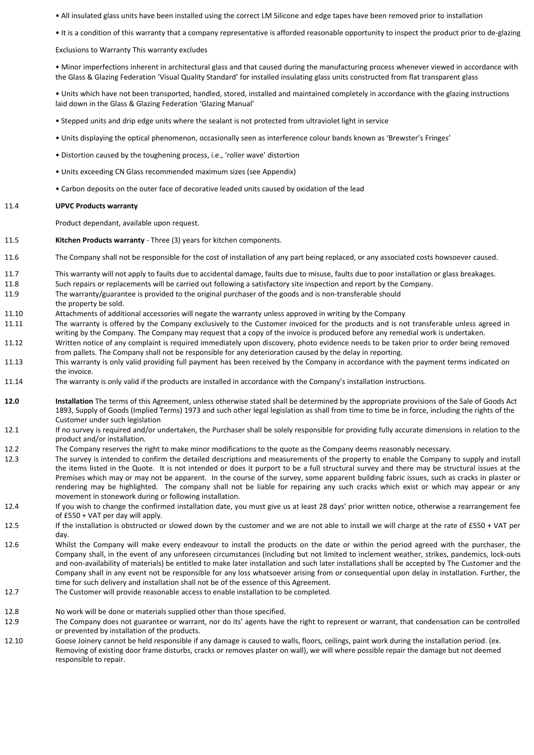- All insulated glass units have been installed using the correct LM Silicone and edge tapes have been removed prior to installation
- It is a condition of this warranty that a company representative is afforded reasonable opportunity to inspect the product prior to de-glazing

Exclusions to Warranty This warranty excludes

- Minor imperfections inherent in architectural glass and that caused during the manufacturing process whenever viewed in accordance with the Glass & Glazing Federation 'Visual Quality Standard' for installed insulating glass units constructed from flat transparent glass
- Units which have not been transported, handled, stored, installed and maintained completely in accordance with the glazing instructions laid down in the Glass & Glazing Federation 'Glazing Manual'
- Stepped units and drip edge units where the sealant is not protected from ultraviolet light in service
- Units displaying the optical phenomenon, occasionally seen as interference colour bands known as 'Brewster's Fringes'
- Distortion caused by the toughening process, i.e., 'roller wave' distortion
- Units exceeding CN Glass recommended maximum sizes (see Appendix)
- Carbon deposits on the outer face of decorative leaded units caused by oxidation of the lead

11.4 **UPVC Products warranty**

Product dependant, available upon request.

11.5 **Kitchen Products warranty** - Three (3) years for kitchen components.

11.6 The Company shall not be responsible for the cost of installation of any part being replaced, or any associated costs howsoever caused.

11.7 This warranty will not apply to faults due to accidental damage, faults due to misuse, faults due to poor installation or glass breakages.

11.8 Such repairs or replacements will be carried out following a satisfactory site inspection and report by the Company.

11.9 The warranty/guarantee is provided to the original purchaser of the goods and is non-transferable should the property be sold.

11.10 Attachments of additional accessories will negate the warranty unless approved in writing by the Company

11.11 The warranty is offered by the Company exclusively to the Customer invoiced for the products and is not transferable unless agreed in writing by the Company. The Company may request that a copy of the invoice is produced before any remedial work is undertaken.

11.12 Written notice of any complaint is required immediately upon discovery, photo evidence needs to be taken prior to order being removed from pallets. The Company shall not be responsible for any deterioration caused by the delay in reporting.

11.13 This warranty is only valid providing full payment has been received by the Company in accordance with the payment terms indicated on the invoice.

11.14 The warranty is only valid if the products are installed in accordance with the Company's installation instructions.

**12.0** **Installation** The terms of this Agreement, unless otherwise stated shall be determined by the appropriate provisions of the Sale of Goods Act 1893, Supply of Goods (Implied Terms) 1973 and such other legal legislation as shall from time to time be in force, including the rights of the Customer under such legislation

12.1 If no survey is required and/or undertaken, the Purchaser shall be solely responsible for providing fully accurate dimensions in relation to the product and/or installation.

12.2 The Company reserves the right to make minor modifications to the quote as the Company deems reasonably necessary.

12.3 The survey is intended to confirm the detailed descriptions and measurements of the property to enable the Company to supply and install the items listed in the Quote. It is not intended or does it purport to be a full structural survey and there may be structural issues at the Premises which may or may not be apparent. In the course of the survey, some apparent building fabric issues, such as cracks in plaster or rendering may be highlighted. The company shall not be liable for repairing any such cracks which exist or which may appear or any movement in stonework during or following installation.

12.4 If you wish to change the confirmed installation date, you must give us at least 28 days' prior written notice, otherwise a rearrangement fee of £550 + VAT per day will apply.

12.5 If the installation is obstructed or slowed down by the customer and we are not able to install we will charge at the rate of £550 + VAT per day.

12.6 Whilst the Company will make every endeavour to install the products on the date or within the period agreed with the purchaser, the Company shall, in the event of any unforeseen circumstances (including but not limited to inclement weather, strikes, pandemics, lock-outs and non-availability of materials) be entitled to make later installation and such later installations shall be accepted by The Customer and the Company shall in any event not be responsible for any loss whatsoever arising from or consequential upon delay in installation. Further, the time for such delivery and installation shall not be of the essence of this Agreement.

12.7 The Customer will provide reasonable access to enable installation to be completed.

12.8 No work will be done or materials supplied other than those specified.

12.9 The Company does not guarantee or warrant, nor do its' agents have the right to represent or warrant, that condensation can be controlled or prevented by installation of the products.

12.10 Goose Joinery cannot be held responsible if any damage is caused to walls, floors, ceilings, paint work during the installation period. (ex. Removing of existing door frame disturbs, cracks or removes plaster on wall), we will where possible repair the damage but not deemed responsible to repair.